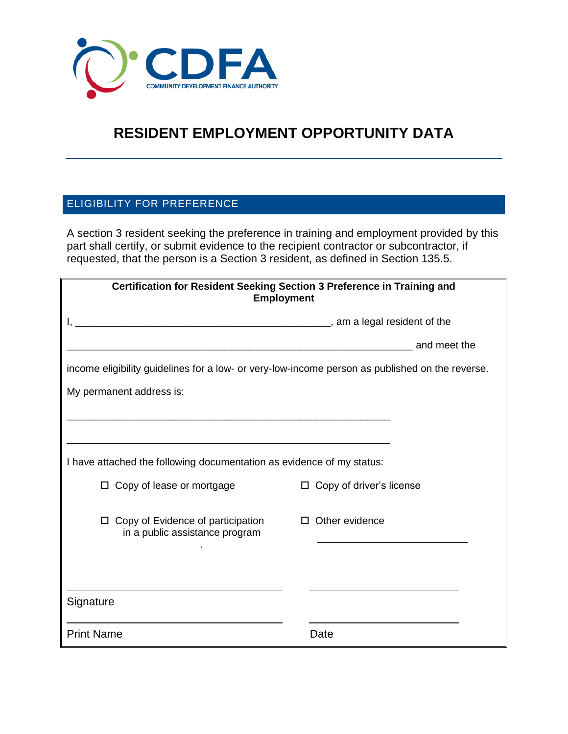CDFA

COMMUNITY DEVELOPMENT FINANCE AUTHORITY

# RESIDENT EMPLOYMENT OPPORTUNITY DATA

## ELIGIBILITY FOR PREFERENCE

A section 3 resident seeking the preference in training and employment provided by this part shall certify, or submit evidence to the recipient contractor or subcontractor, if requested, that the person is a Section 3 resident, as defined in Section 135.5.

**Certification for Resident Seeking Section 3 Preference in Training and Employment**

I, _____________________________________________, am a legal resident of the

_____________________________________________________________ and meet the

income eligibility guidelines for a low- or very-low-income person as published on the reverse.

My permanent address is:

_________________________________________________________

_________________________________________________________

I have attached the following documentation as evidence of my status:

- ☐ Copy of lease or mortgage
- ☐ Copy of driver's license
- ☐ Copy of Evidence of participation in a public assistance program
- ☐ Other evidence ___________________________

______________________________________ ___________________________

Signature

______________________________________ ___________________________

Print Name Date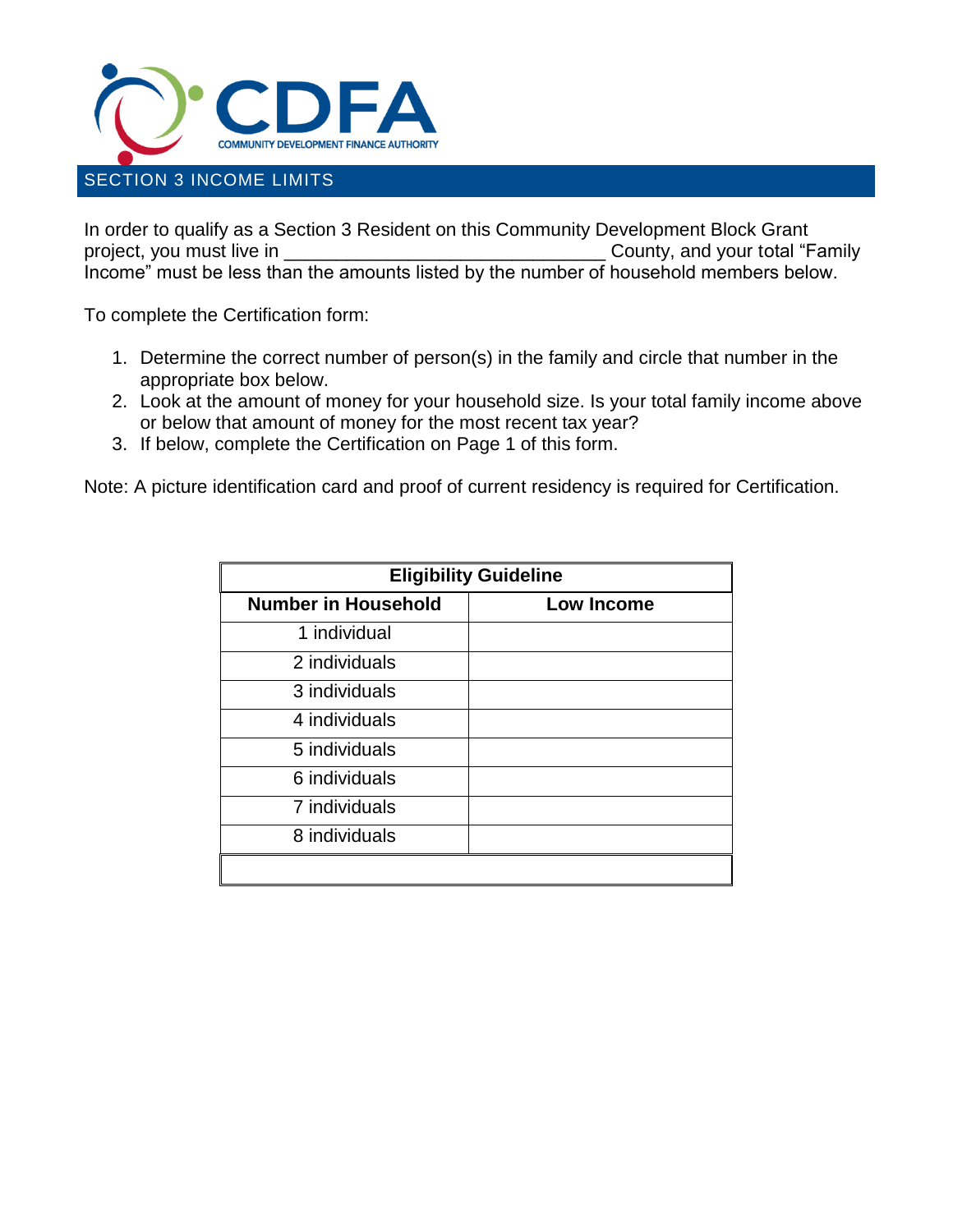CDFA

COMMUNITY DEVELOPMENT FINANCE AUTHORITY

## SECTION 3 INCOME LIMITS

In order to qualify as a Section 3 Resident on this Community Development Block Grant project, you must live in _______________________________ County, and your total "Family Income" must be less than the amounts listed by the number of household members below.

To complete the Certification form:

1. Determine the correct number of person(s) in the family and circle that number in the appropriate box below.
2. Look at the amount of money for your household size. Is your total family income above or below that amount of money for the most recent tax year?
3. If below, complete the Certification on Page 1 of this form.

Note: A picture identification card and proof of current residency is required for Certification.

| **Eligibility Guideline** | |
|---|---|
| **Number in Household** | **Low Income** |
| 1 individual | |
| 2 individuals | |
| 3 individuals | |
| 4 individuals | |
| 5 individuals | |
| 6 individuals | |
| 7 individuals | |
| 8 individuals | |
| | |